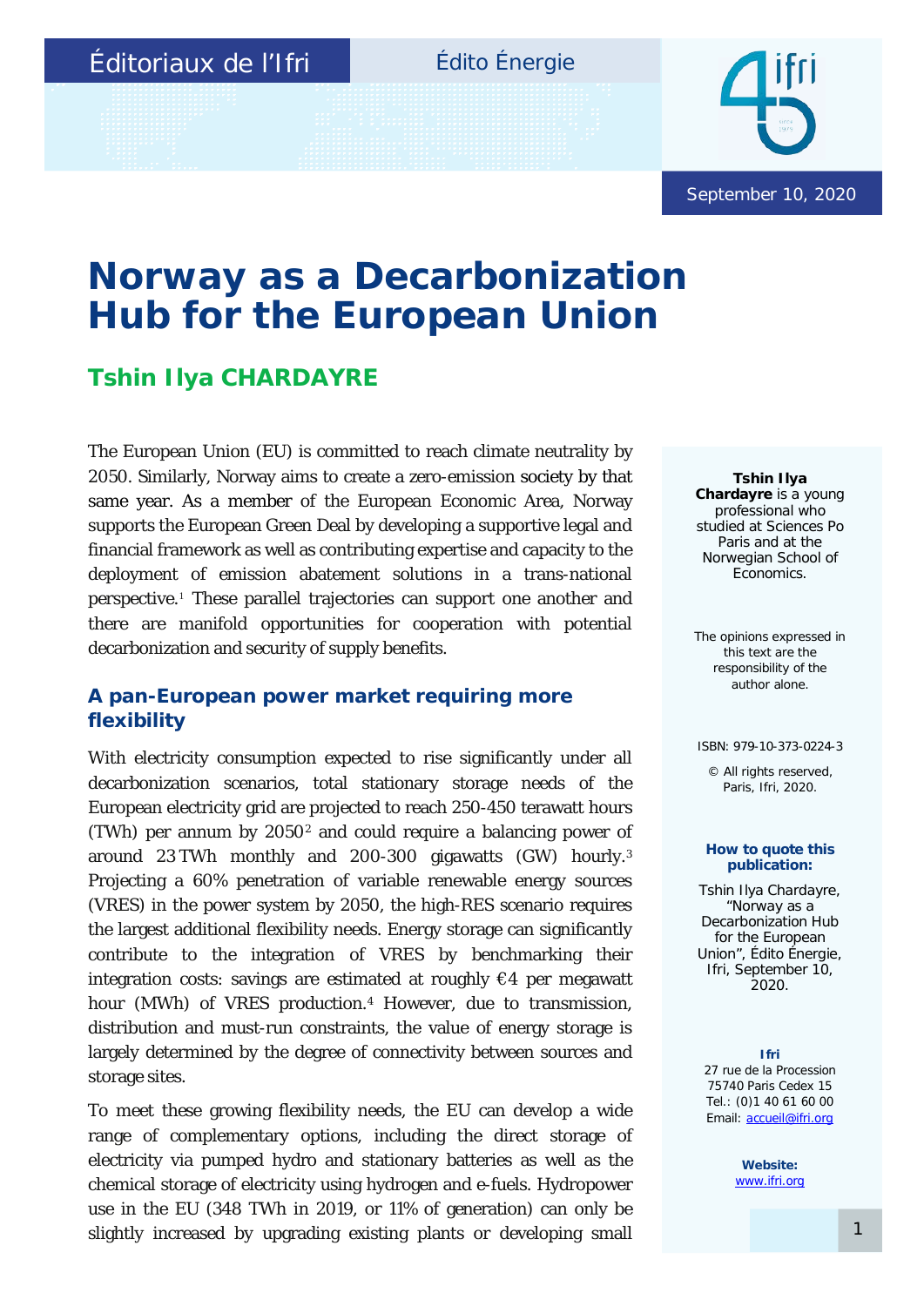Éditoriaux de l'Ifri

Édito Énergie

September 10, 2020

# Norway as a Decarbonization Hub for the European Union

## Tshin Ilya CHARDAYRE

The European Union (EU) is committed to reach climate neutrality by 2050. Similarly, Norway aims to create a zero-emission society by that same year. As a member of the European Economic Area, Norway supports the European Green Deal by developing a supportive legal and financial framework as well as contributing expertise and capacity to the deployment of emission abatement solutions in a trans-national perspective.[1] These parallel trajectories can support one another and there are manifold opportunities for cooperation with potential decarbonization and security of supply benefits.

### A pan-European power market requiring more flexibility

With electricity consumption expected to rise significantly under all decarbonization scenarios, total stationary storage needs of the European electricity grid are projected to reach 250-450 terawatt hours (TWh) per annum by 2050[2] and could require a balancing power of around 23 TWh monthly and 200-300 gigawatts (GW) hourly.[3] Projecting a 60% penetration of variable renewable energy sources (VRES) in the power system by 2050, the high-RES scenario requires the largest additional flexibility needs. Energy storage can significantly contribute to the integration of VRES by benchmarking their integration costs: savings are estimated at roughly €4 per megawatt hour (MWh) of VRES production.[4] However, due to transmission, distribution and must-run constraints, the value of energy storage is largely determined by the degree of connectivity between sources and storage sites.

To meet these growing flexibility needs, the EU can develop a wide range of complementary options, including the direct storage of electricity via pumped hydro and stationary batteries as well as the chemical storage of electricity using hydrogen and e-fuels. Hydropower use in the EU (348 TWh in 2019, or 11% of generation) can only be slightly increased by upgrading existing plants or developing small

**Tshin Ilya Chardayre** is a young professional who studied at Sciences Po Paris and at the Norwegian School of Economics.

The opinions expressed in this text are the responsibility of the author alone.

ISBN: 979-10-373-0224-3

© All rights reserved, Paris, Ifri, 2020.

**How to quote this publication:**

Tshin Ilya Chardayre, "Norway as a Decarbonization Hub for the European Union", Édito Énergie, Ifri, September 10, 2020.

**Ifri**

27 rue de la Procession
75740 Paris Cedex 15
Tel.: (0)1 40 61 60 00
Email: accueil@ifri.org

**Website:**
www.ifri.org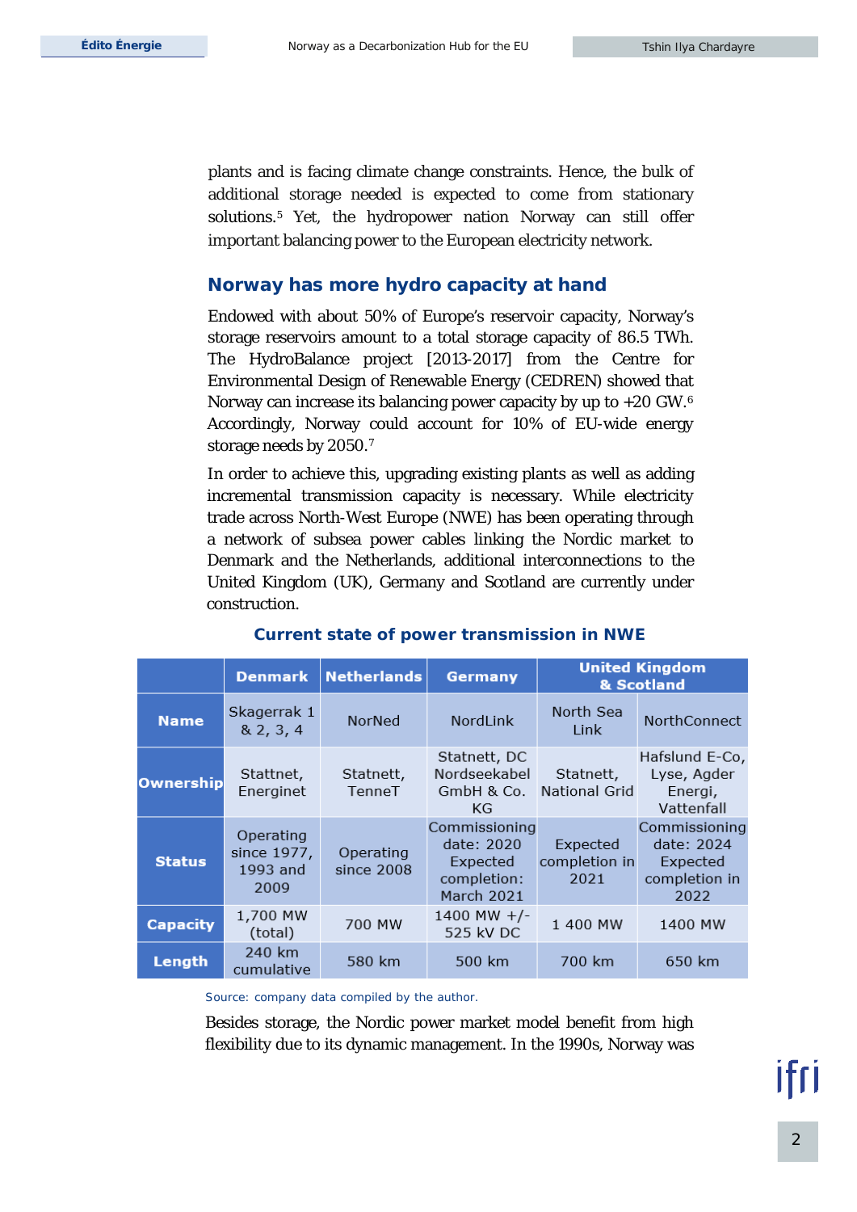plants and is facing climate change constraints. Hence, the bulk of additional storage needed is expected to come from stationary solutions.[5] Yet, the hydropower nation Norway can still offer important balancing power to the European electricity network.

## Norway has more hydro capacity at hand

Endowed with about 50% of Europe's reservoir capacity, Norway's storage reservoirs amount to a total storage capacity of 86.5 TWh. The HydroBalance project [2013-2017] from the Centre for Environmental Design of Renewable Energy (CEDREN) showed that Norway can increase its balancing power capacity by up to +20 GW.[6] Accordingly, Norway could account for 10% of EU-wide energy storage needs by 2050.[7]

In order to achieve this, upgrading existing plants as well as adding incremental transmission capacity is necessary. While electricity trade across North-West Europe (NWE) has been operating through a network of subsea power cables linking the Nordic market to Denmark and the Netherlands, additional interconnections to the United Kingdom (UK), Germany and Scotland are currently under construction.

**Current state of power transmission in NWE**

| | Denmark | Netherlands | Germany | United Kingdom & Scotland | |
|---|---|---|---|---|---|
| **Name** | Skagerrak 1 & 2, 3, 4 | NorNed | NordLink | North Sea Link | NorthConnect |
| **Ownership** | Stattnet, Energinet | Statnett, TenneT | Statnett, DC Nordseekabel GmbH & Co. KG | Statnett, National Grid | Hafslund E-Co, Lyse, Agder Energi, Vattenfall |
| **Status** | Operating since 1977, 1993 and 2009 | Operating since 2008 | Commissioning date: 2020 Expected completion: March 2021 | Expected completion in 2021 | Commissioning date: 2024 Expected completion in 2022 |
| **Capacity** | 1,700 MW (total) | 700 MW | 1400 MW +/- 525 kV DC | 1 400 MW | 1400 MW |
| **Length** | 240 km cumulative | 580 km | 500 km | 700 km | 650 km |

Source: company data compiled by the author.

Besides storage, the Nordic power market model benefit from high flexibility due to its dynamic management. In the 1990s, Norway was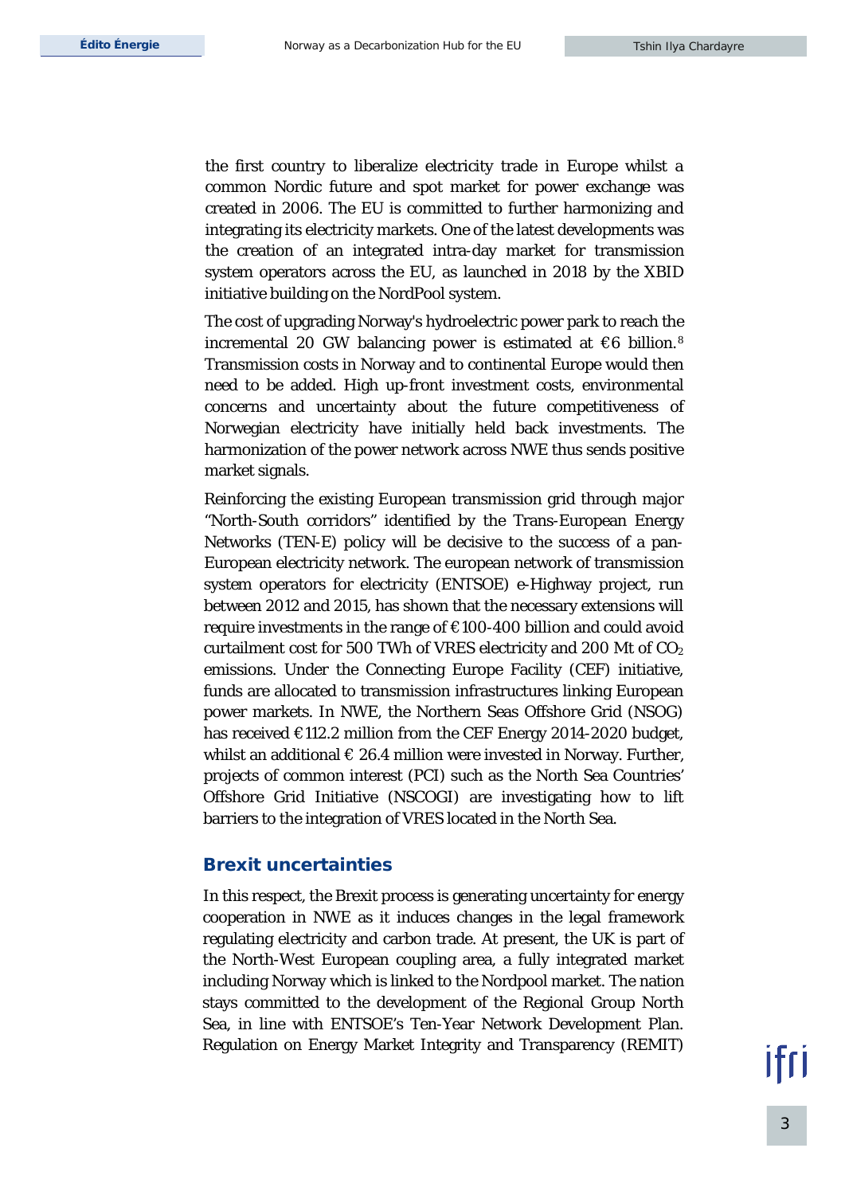the first country to liberalize electricity trade in Europe whilst a common Nordic future and spot market for power exchange was created in 2006. The EU is committed to further harmonizing and integrating its electricity markets. One of the latest developments was the creation of an integrated intra-day market for transmission system operators across the EU, as launched in 2018 by the XBID initiative building on the NordPool system.

The cost of upgrading Norway's hydroelectric power park to reach the incremental 20 GW balancing power is estimated at €6 billion.[8] Transmission costs in Norway and to continental Europe would then need to be added. High up-front investment costs, environmental concerns and uncertainty about the future competitiveness of Norwegian electricity have initially held back investments. The harmonization of the power network across NWE thus sends positive market signals.

Reinforcing the existing European transmission grid through major "North-South corridors" identified by the Trans-European Energy Networks (TEN-E) policy will be decisive to the success of a pan-European electricity network. The european network of transmission system operators for electricity (ENTSOE) e-Highway project, run between 2012 and 2015, has shown that the necessary extensions will require investments in the range of €100-400 billion and could avoid curtailment cost for 500 TWh of VRES electricity and 200 Mt of $CO_2$ emissions. Under the Connecting Europe Facility (CEF) initiative, funds are allocated to transmission infrastructures linking European power markets. In NWE, the Northern Seas Offshore Grid (NSOG) has received €112.2 million from the CEF Energy 2014-2020 budget, whilst an additional € 26.4 million were invested in Norway. Further, projects of common interest (PCI) such as the North Sea Countries' Offshore Grid Initiative (NSCOGI) are investigating how to lift barriers to the integration of VRES located in the North Sea.

## Brexit uncertainties

In this respect, the Brexit process is generating uncertainty for energy cooperation in NWE as it induces changes in the legal framework regulating electricity and carbon trade. At present, the UK is part of the North-West European coupling area, a fully integrated market including Norway which is linked to the Nordpool market. The nation stays committed to the development of the Regional Group North Sea, in line with ENTSOE's Ten-Year Network Development Plan. Regulation on Energy Market Integrity and Transparency (REMIT)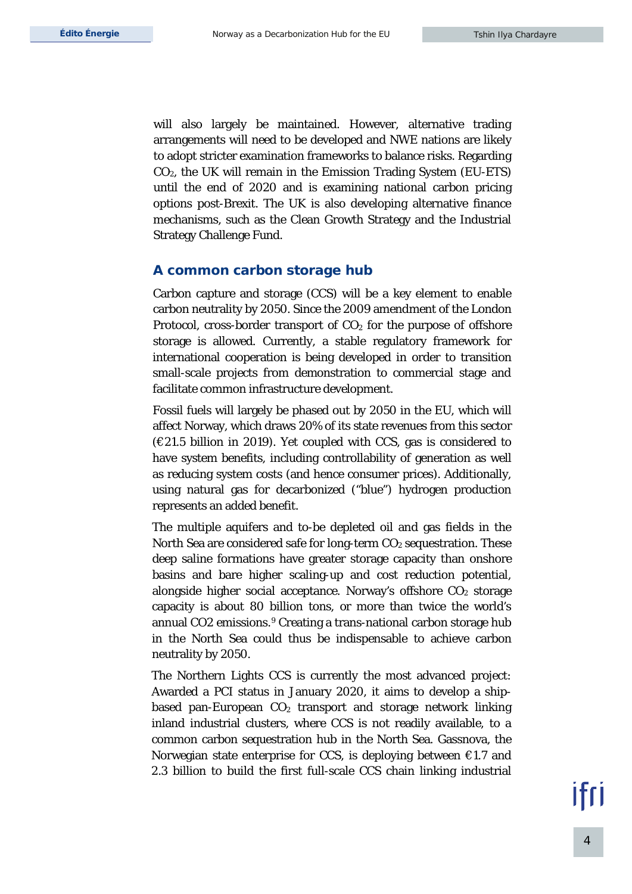will also largely be maintained. However, alternative trading arrangements will need to be developed and NWE nations are likely to adopt stricter examination frameworks to balance risks. Regarding $CO_2$, the UK will remain in the Emission Trading System (EU-ETS) until the end of 2020 and is examining national carbon pricing options post-Brexit. The UK is also developing alternative finance mechanisms, such as the Clean Growth Strategy and the Industrial Strategy Challenge Fund.

## A common carbon storage hub

Carbon capture and storage (CCS) will be a key element to enable carbon neutrality by 2050. Since the 2009 amendment of the London Protocol, cross-border transport of $CO_2$ for the purpose of offshore storage is allowed. Currently, a stable regulatory framework for international cooperation is being developed in order to transition small-scale projects from demonstration to commercial stage and facilitate common infrastructure development.

Fossil fuels will largely be phased out by 2050 in the EU, which will affect Norway, which draws 20% of its state revenues from this sector (€21.5 billion in 2019). Yet coupled with CCS, gas is considered to have system benefits, including controllability of generation as well as reducing system costs (and hence consumer prices). Additionally, using natural gas for decarbonized ("blue") hydrogen production represents an added benefit.

The multiple aquifers and to-be depleted oil and gas fields in the North Sea are considered safe for long-term $CO_2$ sequestration. These deep saline formations have greater storage capacity than onshore basins and bare higher scaling-up and cost reduction potential, alongside higher social acceptance. Norway's offshore $CO_2$ storage capacity is about 80 billion tons, or more than twice the world's annual CO2 emissions.[9] Creating a trans-national carbon storage hub in the North Sea could thus be indispensable to achieve carbon neutrality by 2050.

The Northern Lights CCS is currently the most advanced project: Awarded a PCI status in January 2020, it aims to develop a ship-based pan-European $CO_2$ transport and storage network linking inland industrial clusters, where CCS is not readily available, to a common carbon sequestration hub in the North Sea. Gassnova, the Norwegian state enterprise for CCS, is deploying between €1.7 and 2.3 billion to build the first full-scale CCS chain linking industrial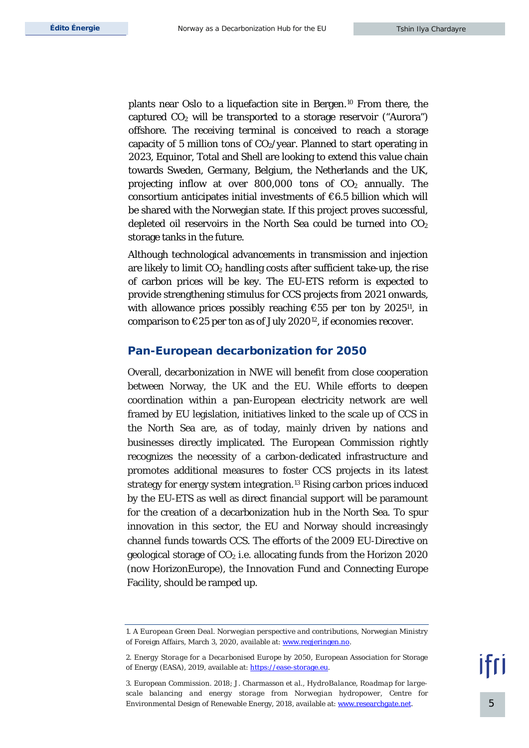plants near Oslo to a liquefaction site in Bergen.[10] From there, the captured $CO_2$ will be transported to a storage reservoir ("Aurora") offshore. The receiving terminal is conceived to reach a storage capacity of 5 million tons of $CO_2$/year. Planned to start operating in 2023, Equinor, Total and Shell are looking to extend this value chain towards Sweden, Germany, Belgium, the Netherlands and the UK, projecting inflow at over 800,000 tons of $CO_2$ annually. The consortium anticipates initial investments of €6.5 billion which will be shared with the Norwegian state. If this project proves successful, depleted oil reservoirs in the North Sea could be turned into $CO_2$ storage tanks in the future.

Although technological advancements in transmission and injection are likely to limit $CO_2$ handling costs after sufficient take-up, the rise of carbon prices will be key. The EU-ETS reform is expected to provide strengthening stimulus for CCS projects from 2021 onwards, with allowance prices possibly reaching €55 per ton by 2025[11], in comparison to €25 per ton as of July 2020[12], if economies recover.

## Pan-European decarbonization for 2050

Overall, decarbonization in NWE will benefit from close cooperation between Norway, the UK and the EU. While efforts to deepen coordination within a pan-European electricity network are well framed by EU legislation, initiatives linked to the scale up of CCS in the North Sea are, as of today, mainly driven by nations and businesses directly implicated. The European Commission rightly recognizes the necessity of a carbon-dedicated infrastructure and promotes additional measures to foster CCS projects in its latest strategy for energy system integration.[13] Rising carbon prices induced by the EU-ETS as well as direct financial support will be paramount for the creation of a decarbonization hub in the North Sea. To spur innovation in this sector, the EU and Norway should increasingly channel funds towards CCS. The efforts of the 2009 EU-Directive on geological storage of $CO_2$ i.e. allocating funds from the Horizon 2020 (now HorizonEurope), the Innovation Fund and Connecting Europe Facility, should be ramped up.

---

1. *A European Green Deal. Norwegian perspective and contributions*, Norwegian Ministry of Foreign Affairs, March 3, 2020, available at: www.regjeringen.no.

2. *Energy Storage for a Decarbonised Europe by 2050*, European Association for Storage of Energy (EASA), 2019, available at: https://ease-storage.eu.

3. European Commission. 2018; J. Charmasson et al., *HydroBalance, Roadmap for large-scale balancing and energy storage from Norwegian hydropower*, Centre for Environmental Design of Renewable Energy, 2018, available at: www.researchgate.net.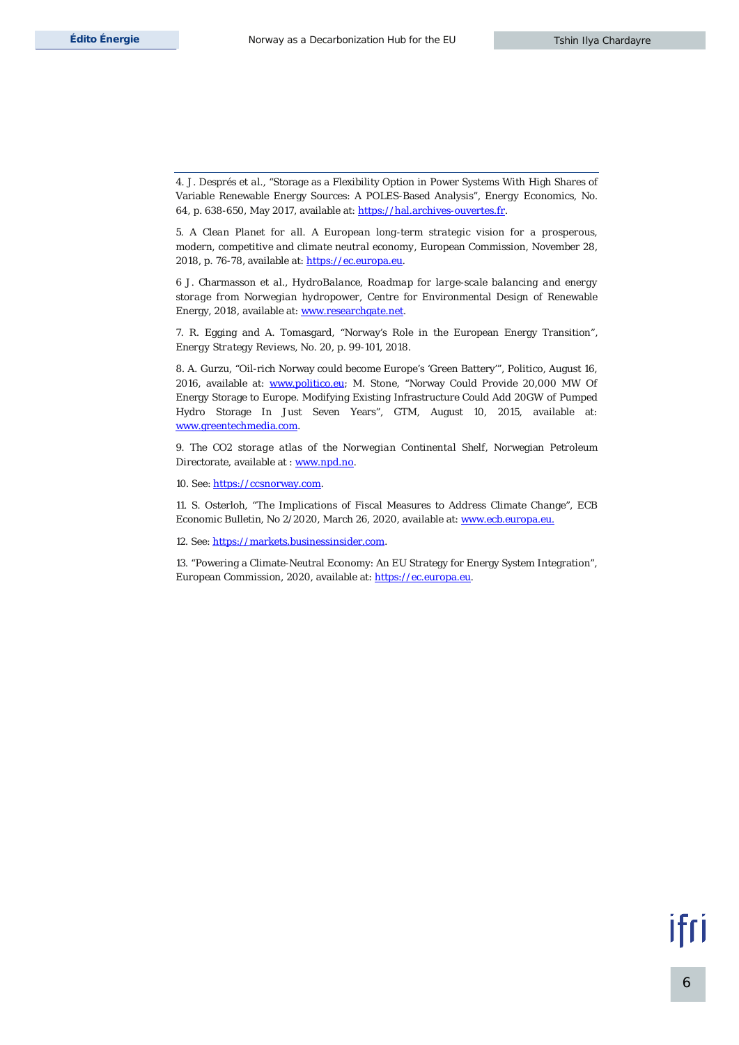4. J. Després et al., "Storage as a Flexibility Option in Power Systems With High Shares of Variable Renewable Energy Sources: A POLES-Based Analysis", Energy Economics, No. 64, p. 638-650, May 2017, available at: [https://hal.archives-ouvertes.fr](https://hal.archives-ouvertes.fr).

5. A Clean Planet for all. A European long-term strategic vision for a prosperous, modern, competitive and climate neutral economy, European Commission, November 28, 2018, p. 76-78, available at: [https://ec.europa.eu](https://ec.europa.eu).

6 J. Charmasson et al., HydroBalance, Roadmap for large-scale balancing and energy storage from Norwegian hydropower, Centre for Environmental Design of Renewable Energy, 2018, available at: [www.researchgate.net](www.researchgate.net).

7. R. Egging and A. Tomasgard, "Norway's Role in the European Energy Transition", Energy Strategy Reviews, No. 20, p. 99-101, 2018.

8. A. Gurzu, "Oil-rich Norway could become Europe's 'Green Battery'", Politico, August 16, 2016, available at: [www.politico.eu](www.politico.eu); M. Stone, "Norway Could Provide 20,000 MW Of Energy Storage to Europe. Modifying Existing Infrastructure Could Add 20GW of Pumped Hydro Storage In Just Seven Years", GTM, August 10, 2015, available at: [www.greentechmedia.com](www.greentechmedia.com).

9. The $CO_2$ storage atlas of the Norwegian Continental Shelf, Norwegian Petroleum Directorate, available at : [www.npd.no](www.npd.no).

10. See: [https://ccsnorway.com](https://ccsnorway.com).

11. S. Osterloh, "The Implications of Fiscal Measures to Address Climate Change", ECB Economic Bulletin, No 2/2020, March 26, 2020, available at: [www.ecb.europa.eu.](www.ecb.europa.eu)

12. See: [https://markets.businessinsider.com](https://markets.businessinsider.com).

13. "Powering a Climate-Neutral Economy: An EU Strategy for Energy System Integration", European Commission, 2020, available at: [https://ec.europa.eu](https://ec.europa.eu).